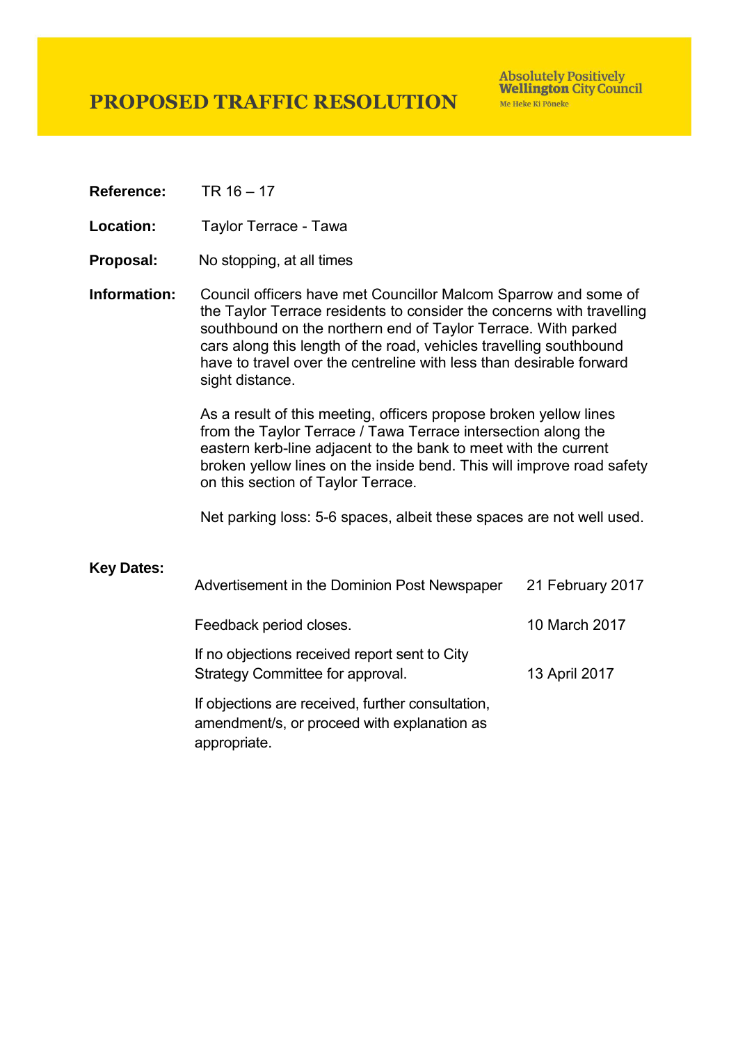# PROPOSED TRAFFIC RESOLUTION

Absolutely Positively **Wellington** City Council
Me Heke Ki Pōneke

**Reference:** TR 16 – 17

**Location:** Taylor Terrace - Tawa

**Proposal:** No stopping, at all times

**Information:** Council officers have met Councillor Malcom Sparrow and some of the Taylor Terrace residents to consider the concerns with travelling southbound on the northern end of Taylor Terrace. With parked cars along this length of the road, vehicles travelling southbound have to travel over the centreline with less than desirable forward sight distance.

As a result of this meeting, officers propose broken yellow lines from the Taylor Terrace / Tawa Terrace intersection along the eastern kerb-line adjacent to the bank to meet with the current broken yellow lines on the inside bend. This will improve road safety on this section of Taylor Terrace.

Net parking loss: 5-6 spaces, albeit these spaces are not well used.

**Key Dates:**

| | |
|---|---|
| Advertisement in the Dominion Post Newspaper | 21 February 2017 |
| Feedback period closes. | 10 March 2017 |
| If no objections received report sent to City Strategy Committee for approval. | 13 April 2017 |
| If objections are received, further consultation, amendment/s, or proceed with explanation as appropriate. | |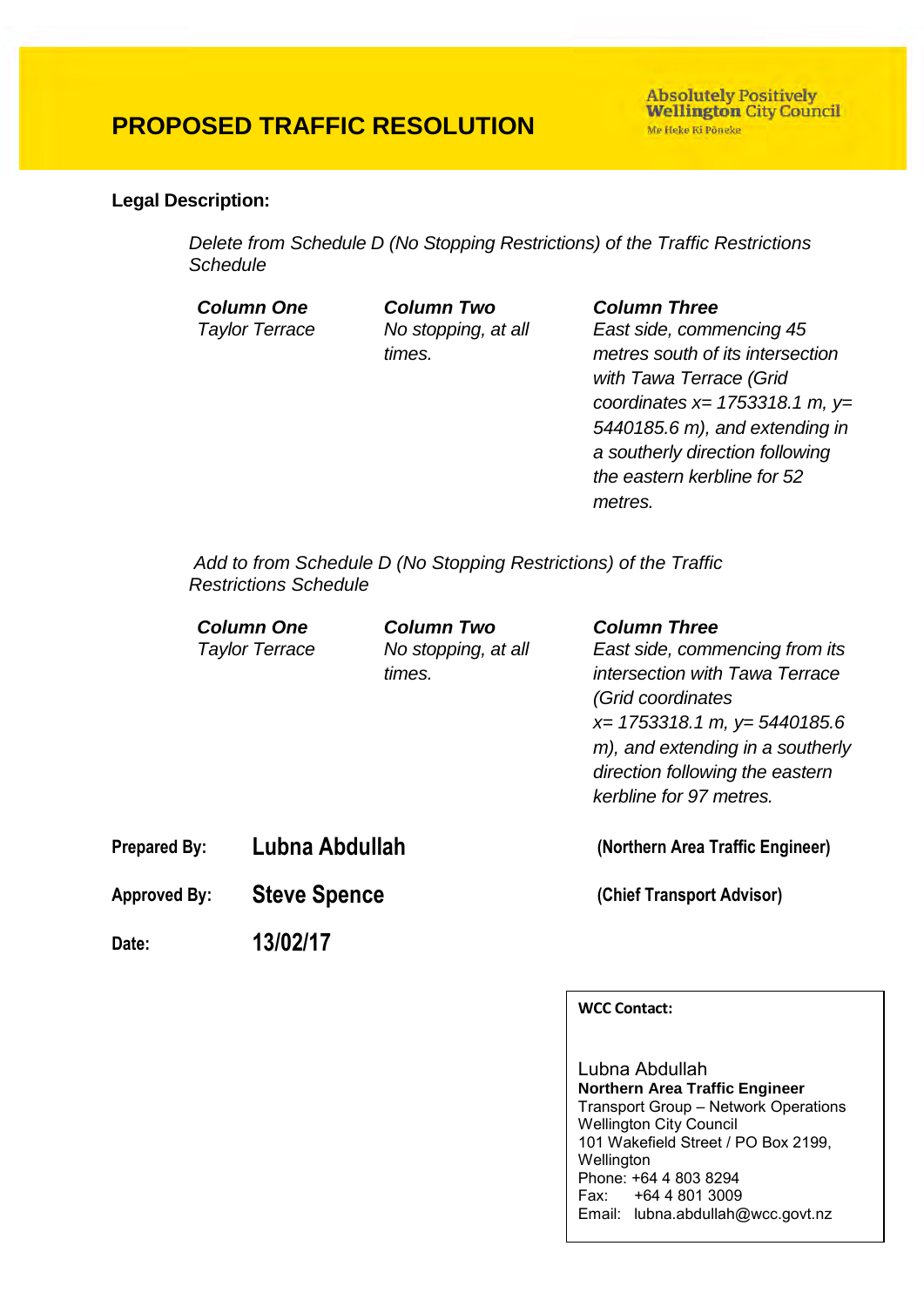# PROPOSED TRAFFIC RESOLUTION

Absolutely Positively **Wellington** City Council
Me Heke Ki Pōneke

**Legal Description:**

*Delete from Schedule D (No Stopping Restrictions) of the Traffic Restrictions Schedule*

| ***Column One*** | ***Column Two*** | ***Column Three*** |
|---|---|---|
| *Taylor Terrace* | *No stopping, at all times.* | *East side, commencing 45 metres south of its intersection with Tawa Terrace (Grid coordinates x= 1753318.1 m, y= 5440185.6 m), and extending in a southerly direction following the eastern kerbline for 52 metres.* |

*Add to from Schedule D (No Stopping Restrictions) of the Traffic Restrictions Schedule*

| ***Column One*** | ***Column Two*** | ***Column Three*** |
|---|---|---|
| *Taylor Terrace* | *No stopping, at all times.* | *East side, commencing from its intersection with Tawa Terrace (Grid coordinates x= 1753318.1 m, y= 5440185.6 m), and extending in a southerly direction following the eastern kerbline for 97 metres.* |

**Prepared By:** **Lubna Abdullah** **(Northern Area Traffic Engineer)**

**Approved By:** **Steve Spence** **(Chief Transport Advisor)**

**Date:** **13/02/17**

**WCC Contact:**

Lubna Abdullah
**Northern Area Traffic Engineer**
Transport Group – Network Operations
Wellington City Council
101 Wakefield Street / PO Box 2199, Wellington
Phone: +64 4 803 8294
Fax: +64 4 801 3009
Email: lubna.abdullah@wcc.govt.nz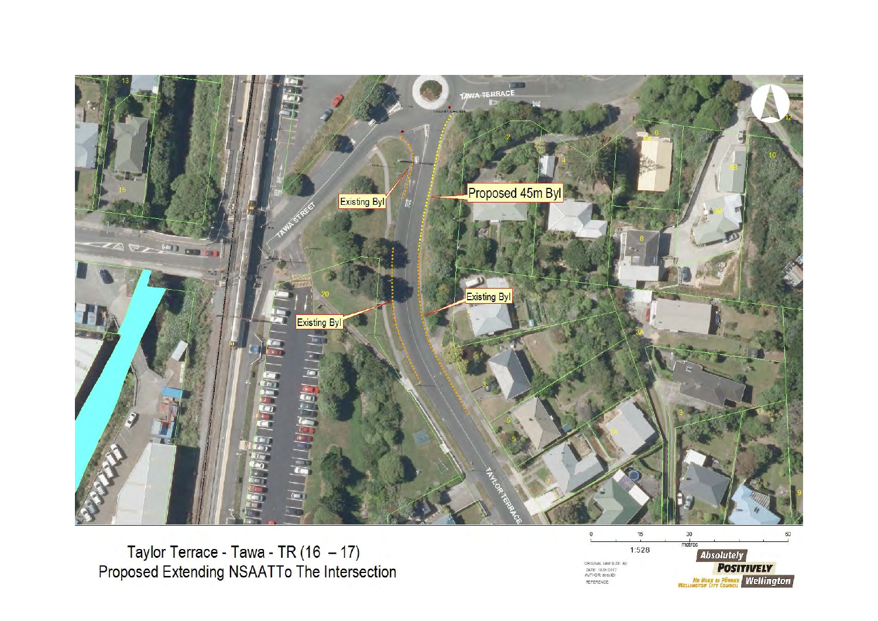TAWA TERRACE

TAWA STREET

TAYLOR TERRACE

Existing Byl

Proposed 45m Byl

Existing Byl

Existing Byl

# Taylor Terrace - Tawa - TR (16 – 17)
## Proposed Extending NSAATTo The Intersection

0 15 30 60
metres

1:528

ORIGINAL MAP SIZE: A3
DATE: 18.01.2017
AUTHOR:
REFERENCE:

Absolutely POSITIVELY Wellington
ME HEKE KI PŌNEKE WELLINGTON CITY COUNCIL